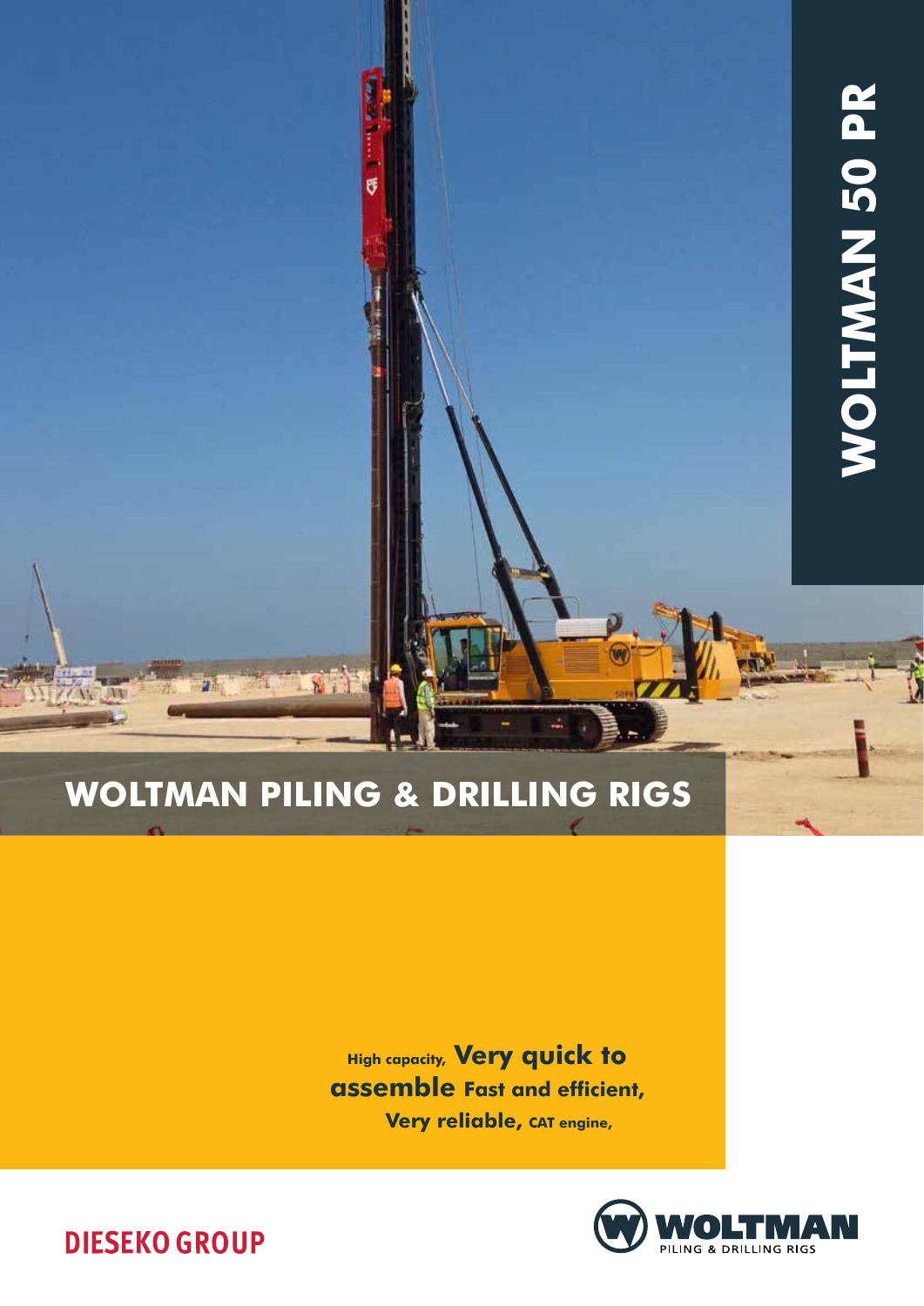# WOLTMAN 50 PR

## WOLTMAN PILING & DRILLING RIGS

High capacity, **Very quick to assemble** Fast and efficient, **Very reliable,** CAT engine,

DIESEKO GROUP

WOLTMAN
PILING & DRILLING RIGS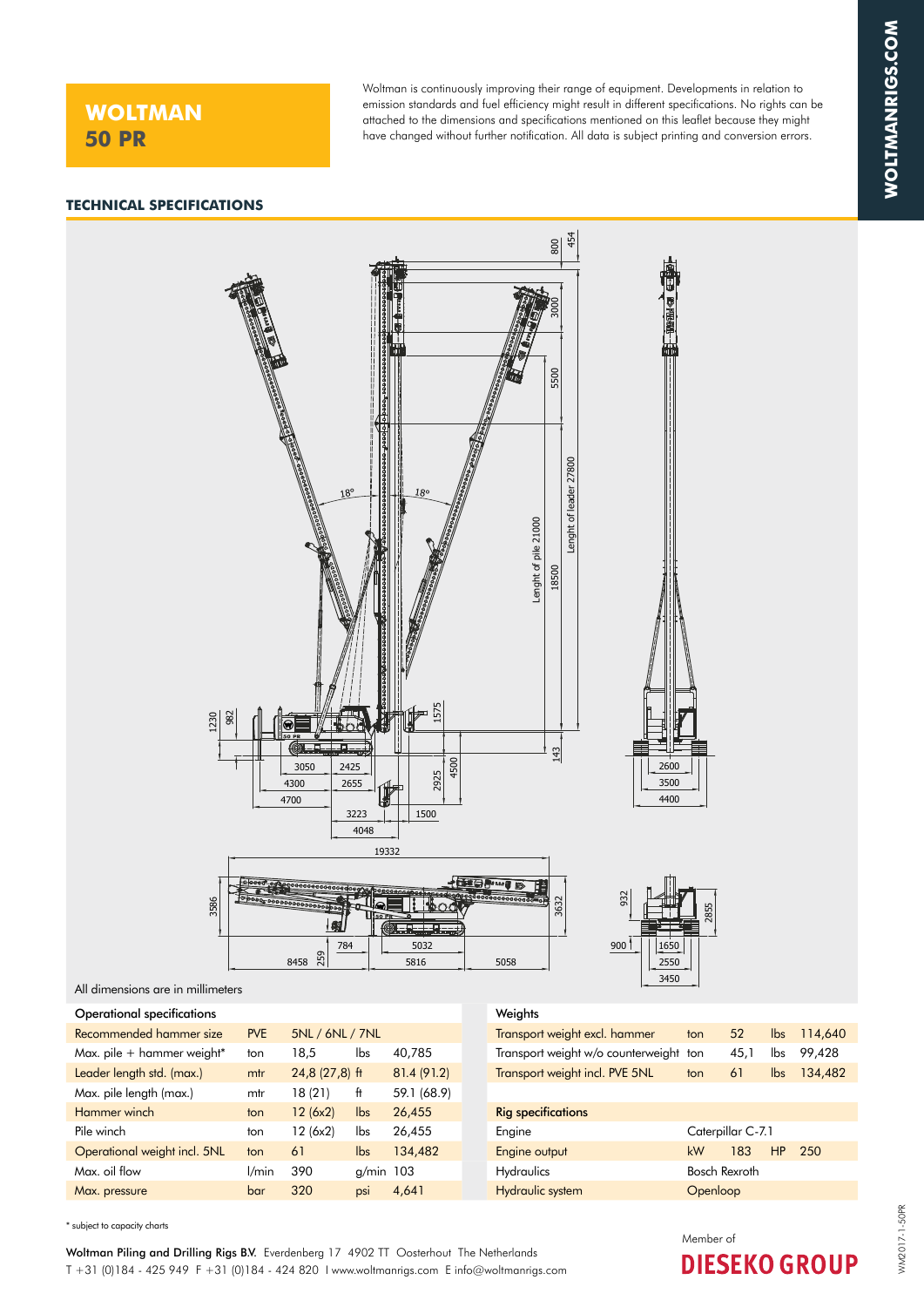# WOLTMAN 50 PR

Woltman is continuously improving their range of equipment. Developments in relation to emission standards and fuel efficiency might result in different specifications. No rights can be attached to the dimensions and specifications mentioned on this leaflet because they might have changed without further notification. All data is subject printing and conversion errors.

## TECHNICAL SPECIFICATIONS

800
454
3000
5500
18°
18°
Lenght of leader 27800
Lenght of pile 21000
18500
1575
143
1230
982
3050
2425
4500
2925
4300
2655
4700
3223
1500
4048
2600
3500
4400
19332
3586
3632
784
5032
8458
259
5816
5058
932
2855
900
1650
2550
3450

All dimensions are in millimeters

| Operational specifications | | | | |
|---|---|---|---|---|
| Recommended hammer size | PVE | 5NL / 6NL / 7NL | | |
| Max. pile + hammer weight* | ton | 18,5 | lbs | 40,785 |
| Leader length std. (max.) | mtr | 24,8 (27,8) | ft | 81.4 (91.2) |
| Max. pile length (max.) | mtr | 18 (21) | ft | 59.1 (68.9) |
| Hammer winch | ton | 12 (6x2) | lbs | 26,455 |
| Pile winch | ton | 12 (6x2) | lbs | 26,455 |
| Operational weight incl. 5NL | ton | 61 | lbs | 134,482 |
| Max. oil flow | l/min | 390 | g/min | 103 |
| Max. pressure | bar | 320 | psi | 4,641 |

| Weights | | | | |
|---|---|---|---|---|
| Transport weight excl. hammer | ton | 52 | lbs | 114,640 |
| Transport weight w/o counterweight | ton | 45,1 | lbs | 99,428 |
| Transport weight incl. PVE 5NL | ton | 61 | lbs | 134,482 |

| Rig specifications | | | | |
|---|---|---|---|---|
| Engine | Caterpillar C-7.1 | | | |
| Engine output | kW | 183 | HP | 250 |
| Hydraulics | Bosch Rexroth | | | |
| Hydraulic system | Openloop | | | |

* subject to capacity charts

**Woltman Piling and Drilling Rigs B.V.** Everdenberg 17 4902 TT Oosterhout The Netherlands
T +31 (0)184 - 425 949 F +31 (0)184 - 424 820 I www.woltmanrigs.com E info@woltmanrigs.com

Member of DIESEKO GROUP

WM2017-1-50PR